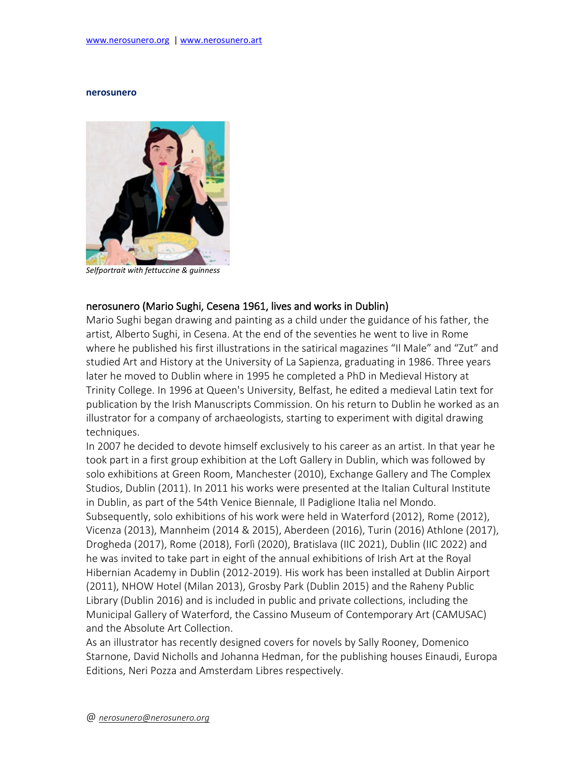www.nerosunero.org | www.nerosunero.art

**nerosunero**

*Selfportrait with fettuccine & guinness*

## nerosunero (Mario Sughi, Cesena 1961, lives and works in Dublin)

Mario Sughi began drawing and painting as a child under the guidance of his father, the artist, Alberto Sughi, in Cesena. At the end of the seventies he went to live in Rome where he published his first illustrations in the satirical magazines "Il Male" and "Zut" and studied Art and History at the University of La Sapienza, graduating in 1986. Three years later he moved to Dublin where in 1995 he completed a PhD in Medieval History at Trinity College. In 1996 at Queen's University, Belfast, he edited a medieval Latin text for publication by the Irish Manuscripts Commission. On his return to Dublin he worked as an illustrator for a company of archaeologists, starting to experiment with digital drawing techniques.

In 2007 he decided to devote himself exclusively to his career as an artist. In that year he took part in a first group exhibition at the Loft Gallery in Dublin, which was followed by solo exhibitions at Green Room, Manchester (2010), Exchange Gallery and The Complex Studios, Dublin (2011). In 2011 his works were presented at the Italian Cultural Institute in Dublin, as part of the 54th Venice Biennale, Il Padiglione Italia nel Mondo. Subsequently, solo exhibitions of his work were held in Waterford (2012), Rome (2012), Vicenza (2013), Mannheim (2014 & 2015), Aberdeen (2016), Turin (2016) Athlone (2017), Drogheda (2017), Rome (2018), Forlì (2020), Bratislava (IIC 2021), Dublin (IIC 2022) and he was invited to take part in eight of the annual exhibitions of Irish Art at the Royal Hibernian Academy in Dublin (2012-2019). His work has been installed at Dublin Airport (2011), NHOW Hotel (Milan 2013), Grosby Park (Dublin 2015) and the Raheny Public Library (Dublin 2016) and is included in public and private collections, including the Municipal Gallery of Waterford, the Cassino Museum of Contemporary Art (CAMUSAC) and the Absolute Art Collection.

As an illustrator has recently designed covers for novels by Sally Rooney, Domenico Starnone, David Nicholls and Johanna Hedman, for the publishing houses Einaudi, Europa Editions, Neri Pozza and Amsterdam Libres respectively.

@ *nerosunero@nerosunero.org*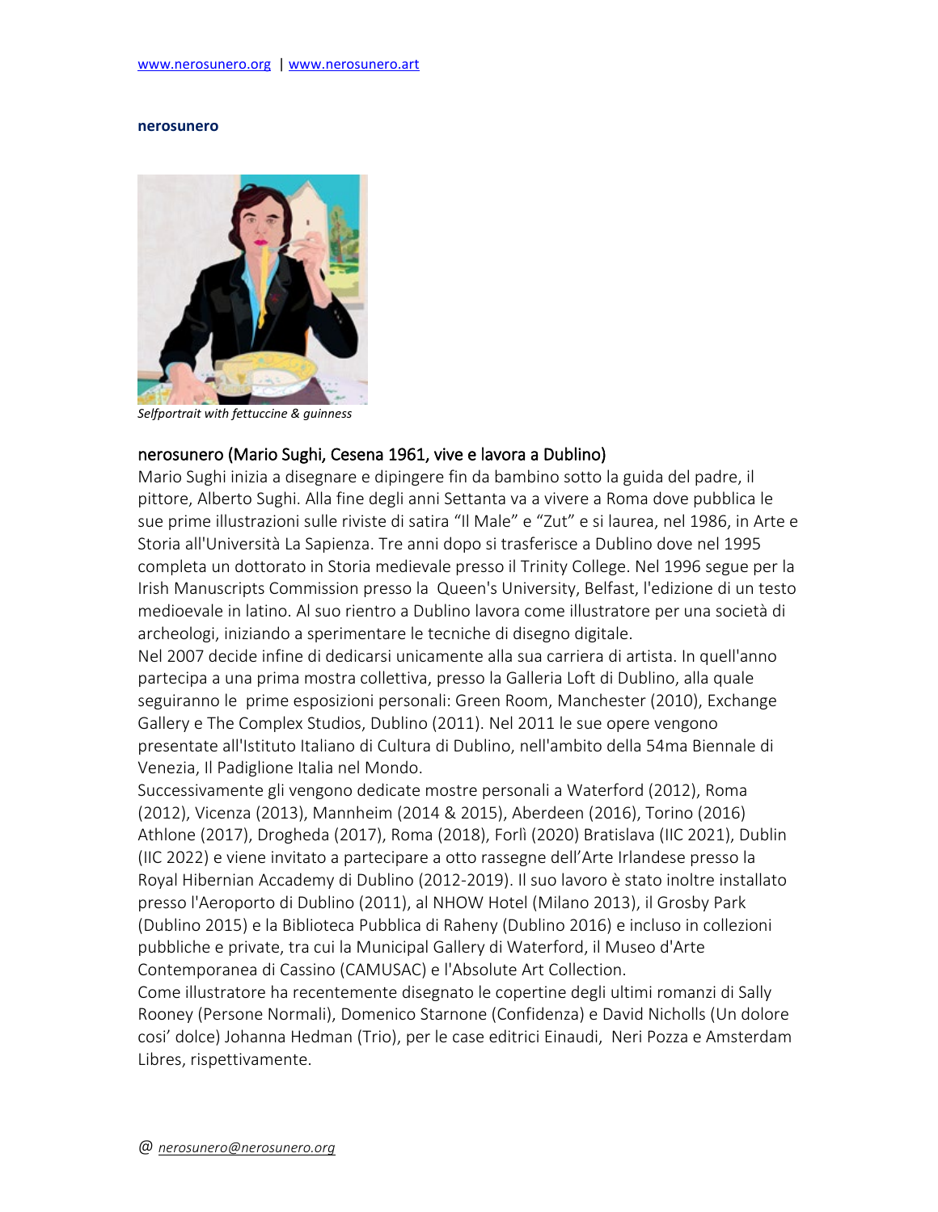www.nerosunero.org | www.nerosunero.art

**nerosunero**

*Selfportrait with fettuccine & guinness*

## nerosunero (Mario Sughi, Cesena 1961, vive e lavora a Dublino)

Mario Sughi inizia a disegnare e dipingere fin da bambino sotto la guida del padre, il pittore, Alberto Sughi. Alla fine degli anni Settanta va a vivere a Roma dove pubblica le sue prime illustrazioni sulle riviste di satira "Il Male" e "Zut" e si laurea, nel 1986, in Arte e Storia all'Università La Sapienza. Tre anni dopo si trasferisce a Dublino dove nel 1995 completa un dottorato in Storia medievale presso il Trinity College. Nel 1996 segue per la Irish Manuscripts Commission presso la Queen's University, Belfast, l'edizione di un testo medioevale in latino. Al suo rientro a Dublino lavora come illustratore per una società di archeologi, iniziando a sperimentare le tecniche di disegno digitale.

Nel 2007 decide infine di dedicarsi unicamente alla sua carriera di artista. In quell'anno partecipa a una prima mostra collettiva, presso la Galleria Loft di Dublino, alla quale seguiranno le prime esposizioni personali: Green Room, Manchester (2010), Exchange Gallery e The Complex Studios, Dublino (2011). Nel 2011 le sue opere vengono presentate all'Istituto Italiano di Cultura di Dublino, nell'ambito della 54ma Biennale di Venezia, Il Padiglione Italia nel Mondo.

Successivamente gli vengono dedicate mostre personali a Waterford (2012), Roma (2012), Vicenza (2013), Mannheim (2014 & 2015), Aberdeen (2016), Torino (2016) Athlone (2017), Drogheda (2017), Roma (2018), Forlì (2020) Bratislava (IIC 2021), Dublin (IIC 2022) e viene invitato a partecipare a otto rassegne dell'Arte Irlandese presso la Royal Hibernian Accademy di Dublino (2012-2019). Il suo lavoro è stato inoltre installato presso l'Aeroporto di Dublino (2011), al NHOW Hotel (Milano 2013), il Grosby Park (Dublino 2015) e la Biblioteca Pubblica di Raheny (Dublino 2016) e incluso in collezioni pubbliche e private, tra cui la Municipal Gallery di Waterford, il Museo d'Arte Contemporanea di Cassino (CAMUSAC) e l'Absolute Art Collection.

Come illustratore ha recentemente disegnato le copertine degli ultimi romanzi di Sally Rooney (Persone Normali), Domenico Starnone (Confidenza) e David Nicholls (Un dolore cosi' dolce) Johanna Hedman (Trio), per le case editrici Einaudi, Neri Pozza e Amsterdam Libres, rispettivamente.

@ *nerosunero@nerosunero.org*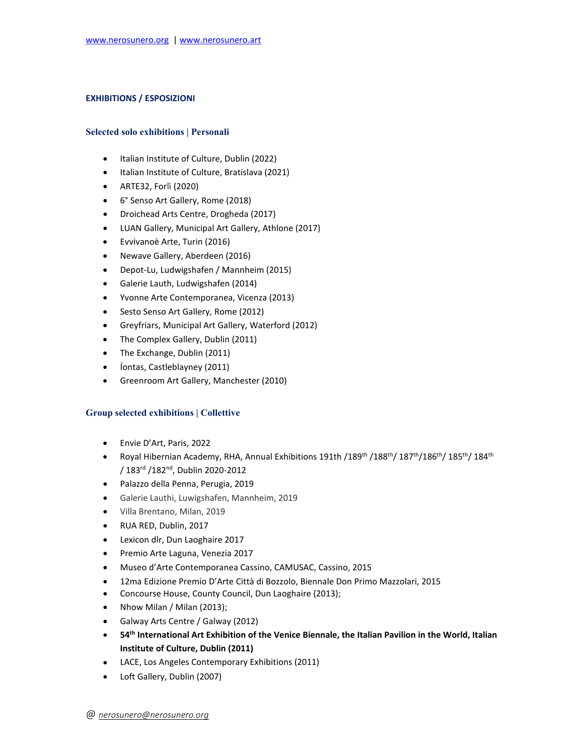www.nerosunero.org | www.nerosunero.art

## EXHIBITIONS / ESPOSIZIONI

### Selected solo exhibitions | Personali

- Italian Institute of Culture, Dublin (2022)
- Italian Institute of Culture, Bratislava (2021)
- ARTE32, Forlì (2020)
- 6° Senso Art Gallery, Rome (2018)
- Droichead Arts Centre, Drogheda (2017)
- LUAN Gallery, Municipal Art Gallery, Athlone (2017)
- Evvivanoè Arte, Turin (2016)
- Newave Gallery, Aberdeen (2016)
- Depot-Lu, Ludwigshafen / Mannheim (2015)
- Galerie Lauth, Ludwigshafen (2014)
- Yvonne Arte Contemporanea, Vicenza (2013)
- Sesto Senso Art Gallery, Rome (2012)
- Greyfriars, Municipal Art Gallery, Waterford (2012)
- The Complex Gallery, Dublin (2011)
- The Exchange, Dublin (2011)
- Íontas, Castleblayney (2011)
- Greenroom Art Gallery, Manchester (2010)

### Group selected exhibitions | Collettive

- Envie D'Art, Paris, 2022
- Royal Hibernian Academy, RHA, Annual Exhibitions 191th /189th /188th/ 187th/186th/ 185th/ 184th / 183rd /182nd, Dublin 2020-2012
- Palazzo della Penna, Perugia, 2019
- Galerie Lauthi, Luwigshafen, Mannheim, 2019
- Villa Brentano, Milan, 2019
- RUA RED, Dublin, 2017
- Lexicon dlr, Dun Laoghaire 2017
- Premio Arte Laguna, Venezia 2017
- Museo d'Arte Contemporanea Cassino, CAMUSAC, Cassino, 2015
- 12ma Edizione Premio D'Arte Città di Bozzolo, Biennale Don Primo Mazzolari, 2015
- Concourse House, County Council, Dun Laoghaire (2013);
- Nhow Milan / Milan (2013);
- Galway Arts Centre / Galway (2012)
- **54th International Art Exhibition of the Venice Biennale, the Italian Pavilion in the World, Italian Institute of Culture, Dublin (2011)**
- LACE, Los Angeles Contemporary Exhibitions (2011)
- Loft Gallery, Dublin (2007)

@ *nerosunero@nerosunero.org*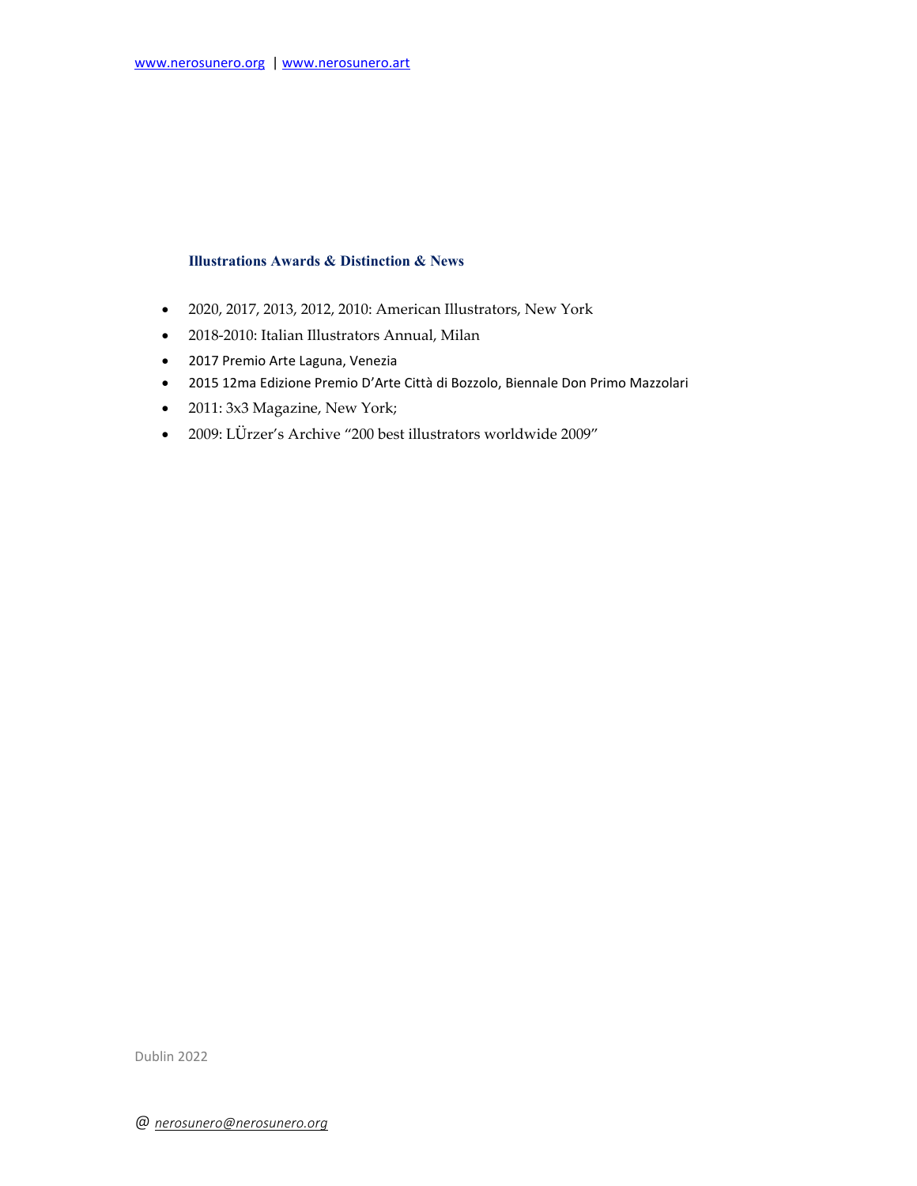www.nerosunero.org | www.nerosunero.art

### Illustrations Awards & Distinction & News

- 2020, 2017, 2013, 2012, 2010: American Illustrators, New York
- 2018-2010: Italian Illustrators Annual, Milan
- 2017 Premio Arte Laguna, Venezia
- 2015 12ma Edizione Premio D'Arte Città di Bozzolo, Biennale Don Primo Mazzolari
- 2011: 3x3 Magazine, New York;
- 2009: LÜrzer's Archive "200 best illustrators worldwide 2009"

Dublin 2022

@ *nerosunero@nerosunero.org*